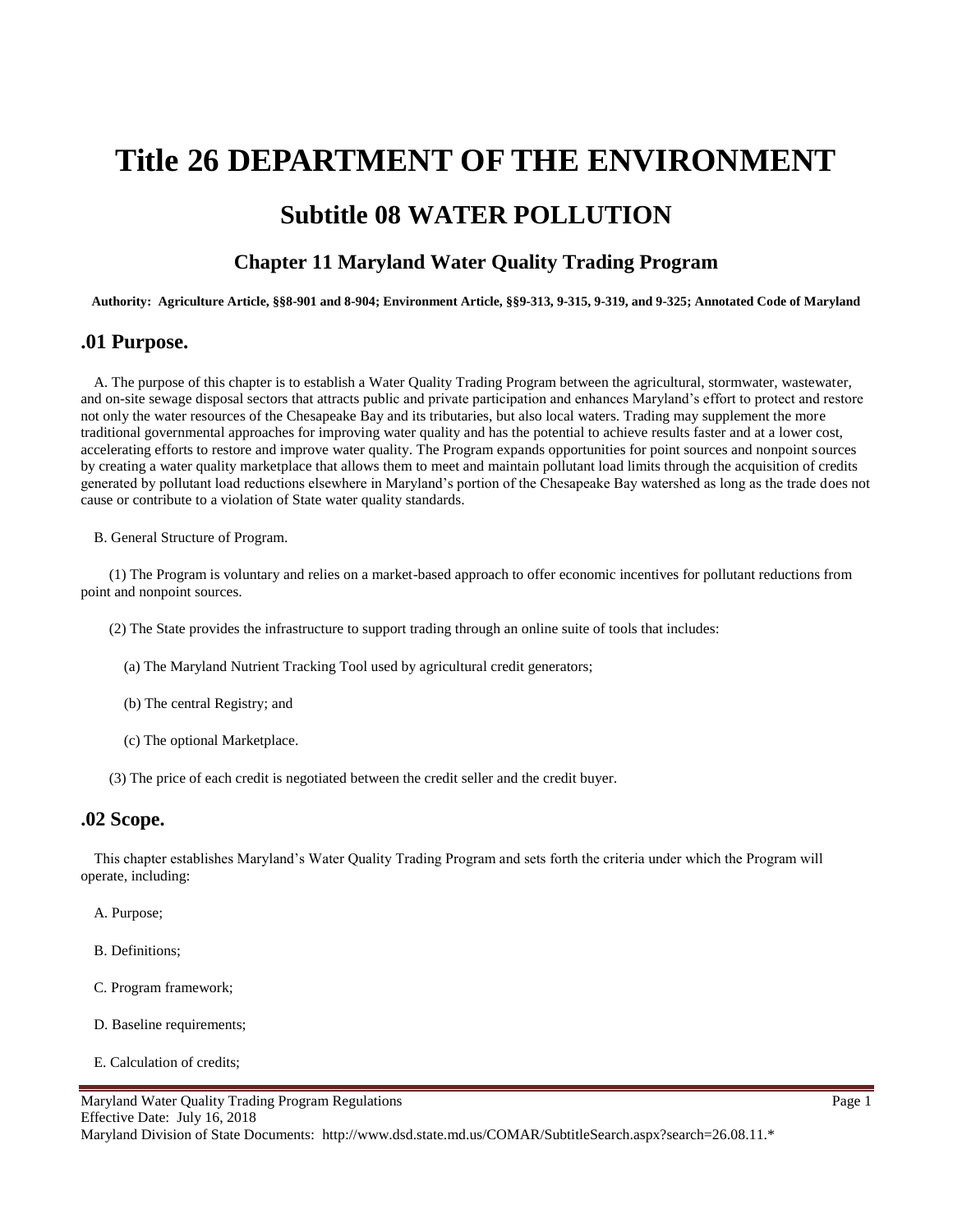# Title 26 DEPARTMENT OF THE ENVIRONMENT

## Subtitle 08 WATER POLLUTION

### Chapter 11 Maryland Water Quality Trading Program

**Authority: Agriculture Article, §§8-901 and 8-904; Environment Article, §§9-313, 9-315, 9-319, and 9-325; Annotated Code of Maryland**

## .01 Purpose.

A. The purpose of this chapter is to establish a Water Quality Trading Program between the agricultural, stormwater, wastewater, and on-site sewage disposal sectors that attracts public and private participation and enhances Maryland's effort to protect and restore not only the water resources of the Chesapeake Bay and its tributaries, but also local waters. Trading may supplement the more traditional governmental approaches for improving water quality and has the potential to achieve results faster and at a lower cost, accelerating efforts to restore and improve water quality. The Program expands opportunities for point sources and nonpoint sources by creating a water quality marketplace that allows them to meet and maintain pollutant load limits through the acquisition of credits generated by pollutant load reductions elsewhere in Maryland's portion of the Chesapeake Bay watershed as long as the trade does not cause or contribute to a violation of State water quality standards.

B. General Structure of Program.

(1) The Program is voluntary and relies on a market-based approach to offer economic incentives for pollutant reductions from point and nonpoint sources.

(2) The State provides the infrastructure to support trading through an online suite of tools that includes:

(a) The Maryland Nutrient Tracking Tool used by agricultural credit generators;

(b) The central Registry; and

(c) The optional Marketplace.

(3) The price of each credit is negotiated between the credit seller and the credit buyer.

## .02 Scope.

This chapter establishes Maryland's Water Quality Trading Program and sets forth the criteria under which the Program will operate, including:

A. Purpose;

B. Definitions;

C. Program framework;

D. Baseline requirements;

E. Calculation of credits;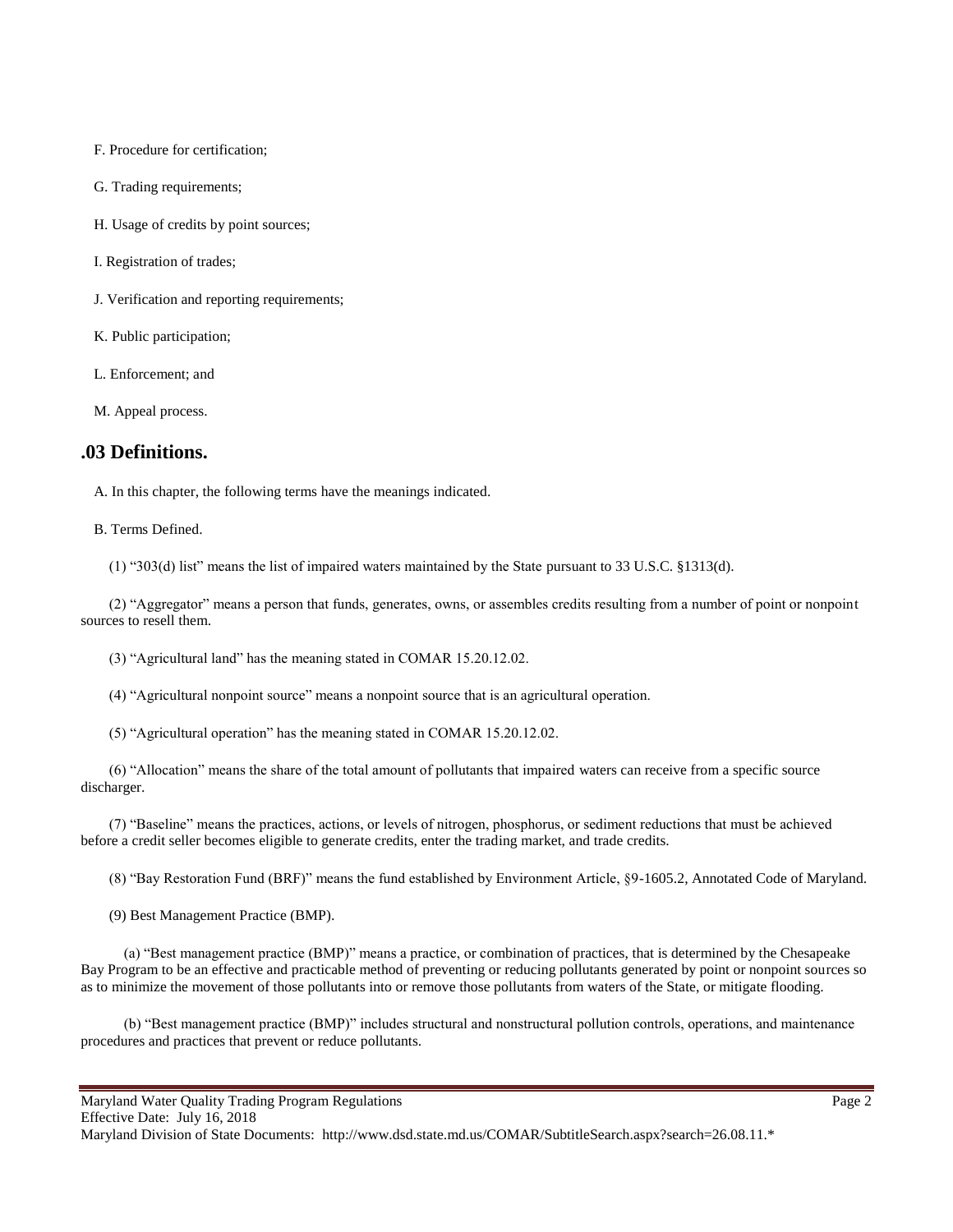F. Procedure for certification;

G. Trading requirements;

H. Usage of credits by point sources;

I. Registration of trades;

J. Verification and reporting requirements;

K. Public participation;

L. Enforcement; and

M. Appeal process.

## .03 Definitions.

A. In this chapter, the following terms have the meanings indicated.

B. Terms Defined.

(1) "303(d) list" means the list of impaired waters maintained by the State pursuant to 33 U.S.C. §1313(d).

(2) "Aggregator" means a person that funds, generates, owns, or assembles credits resulting from a number of point or nonpoint sources to resell them.

(3) "Agricultural land" has the meaning stated in COMAR 15.20.12.02.

(4) "Agricultural nonpoint source" means a nonpoint source that is an agricultural operation.

(5) "Agricultural operation" has the meaning stated in COMAR 15.20.12.02.

(6) "Allocation" means the share of the total amount of pollutants that impaired waters can receive from a specific source discharger.

(7) "Baseline" means the practices, actions, or levels of nitrogen, phosphorus, or sediment reductions that must be achieved before a credit seller becomes eligible to generate credits, enter the trading market, and trade credits.

(8) "Bay Restoration Fund (BRF)" means the fund established by Environment Article, §9-1605.2, Annotated Code of Maryland.

(9) Best Management Practice (BMP).

(a) "Best management practice (BMP)" means a practice, or combination of practices, that is determined by the Chesapeake Bay Program to be an effective and practicable method of preventing or reducing pollutants generated by point or nonpoint sources so as to minimize the movement of those pollutants into or remove those pollutants from waters of the State, or mitigate flooding.

(b) "Best management practice (BMP)" includes structural and nonstructural pollution controls, operations, and maintenance procedures and practices that prevent or reduce pollutants.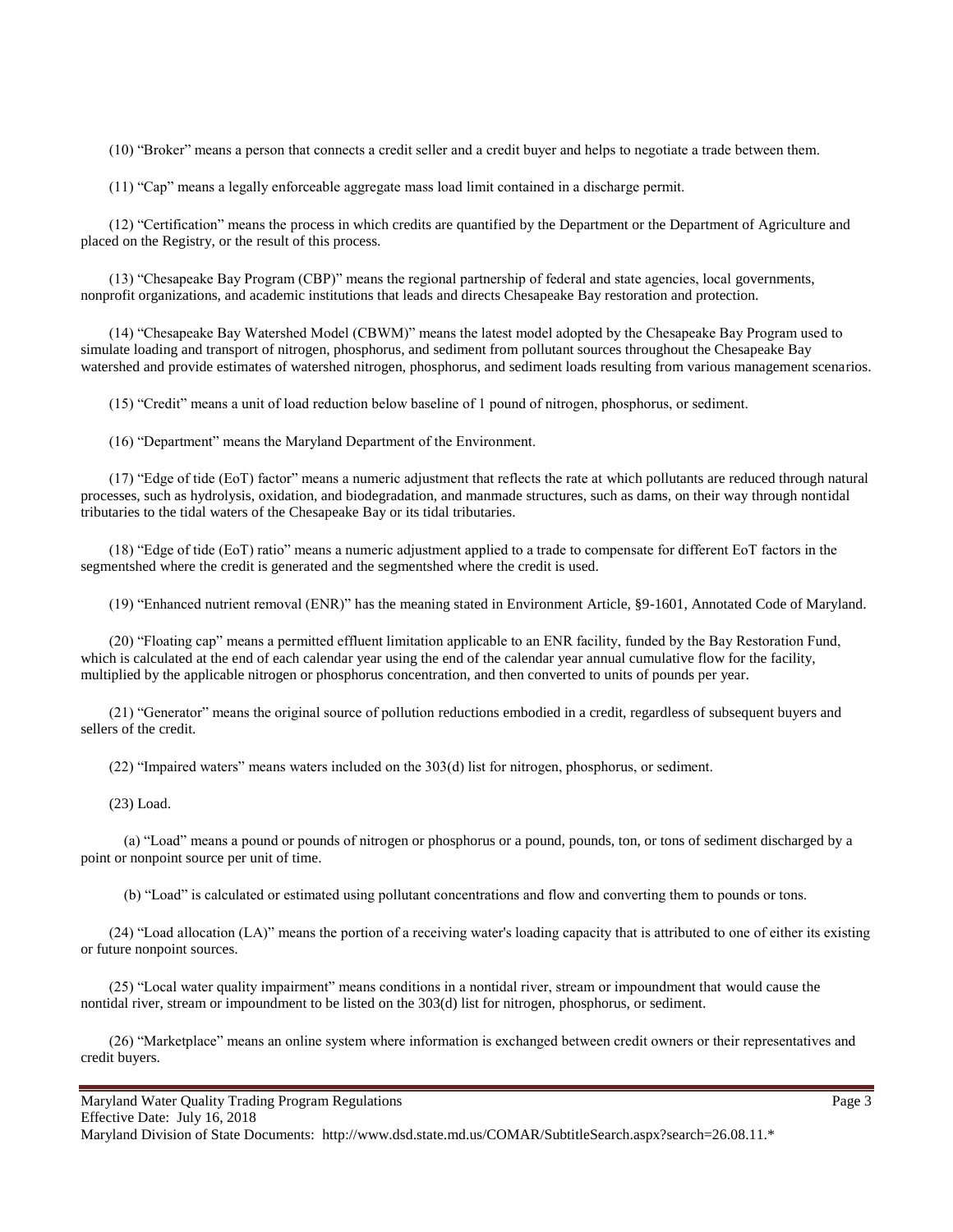(10) “Broker” means a person that connects a credit seller and a credit buyer and helps to negotiate a trade between them.

(11) “Cap” means a legally enforceable aggregate mass load limit contained in a discharge permit.

(12) “Certification” means the process in which credits are quantified by the Department or the Department of Agriculture and placed on the Registry, or the result of this process.

(13) “Chesapeake Bay Program (CBP)” means the regional partnership of federal and state agencies, local governments, nonprofit organizations, and academic institutions that leads and directs Chesapeake Bay restoration and protection.

(14) “Chesapeake Bay Watershed Model (CBWM)” means the latest model adopted by the Chesapeake Bay Program used to simulate loading and transport of nitrogen, phosphorus, and sediment from pollutant sources throughout the Chesapeake Bay watershed and provide estimates of watershed nitrogen, phosphorus, and sediment loads resulting from various management scenarios.

(15) “Credit” means a unit of load reduction below baseline of 1 pound of nitrogen, phosphorus, or sediment.

(16) “Department” means the Maryland Department of the Environment.

(17) “Edge of tide (EoT) factor” means a numeric adjustment that reflects the rate at which pollutants are reduced through natural processes, such as hydrolysis, oxidation, and biodegradation, and manmade structures, such as dams, on their way through nontidal tributaries to the tidal waters of the Chesapeake Bay or its tidal tributaries.

(18) “Edge of tide (EoT) ratio” means a numeric adjustment applied to a trade to compensate for different EoT factors in the segmentshed where the credit is generated and the segmentshed where the credit is used.

(19) “Enhanced nutrient removal (ENR)” has the meaning stated in Environment Article, §9-1601, Annotated Code of Maryland.

(20) “Floating cap” means a permitted effluent limitation applicable to an ENR facility, funded by the Bay Restoration Fund, which is calculated at the end of each calendar year using the end of the calendar year annual cumulative flow for the facility, multiplied by the applicable nitrogen or phosphorus concentration, and then converted to units of pounds per year.

(21) “Generator” means the original source of pollution reductions embodied in a credit, regardless of subsequent buyers and sellers of the credit.

(22) “Impaired waters” means waters included on the 303(d) list for nitrogen, phosphorus, or sediment.

(23) Load.

(a) “Load” means a pound or pounds of nitrogen or phosphorus or a pound, pounds, ton, or tons of sediment discharged by a point or nonpoint source per unit of time.

(b) “Load” is calculated or estimated using pollutant concentrations and flow and converting them to pounds or tons.

(24) “Load allocation (LA)” means the portion of a receiving water's loading capacity that is attributed to one of either its existing or future nonpoint sources.

(25) “Local water quality impairment” means conditions in a nontidal river, stream or impoundment that would cause the nontidal river, stream or impoundment to be listed on the 303(d) list for nitrogen, phosphorus, or sediment.

(26) “Marketplace” means an online system where information is exchanged between credit owners or their representatives and credit buyers.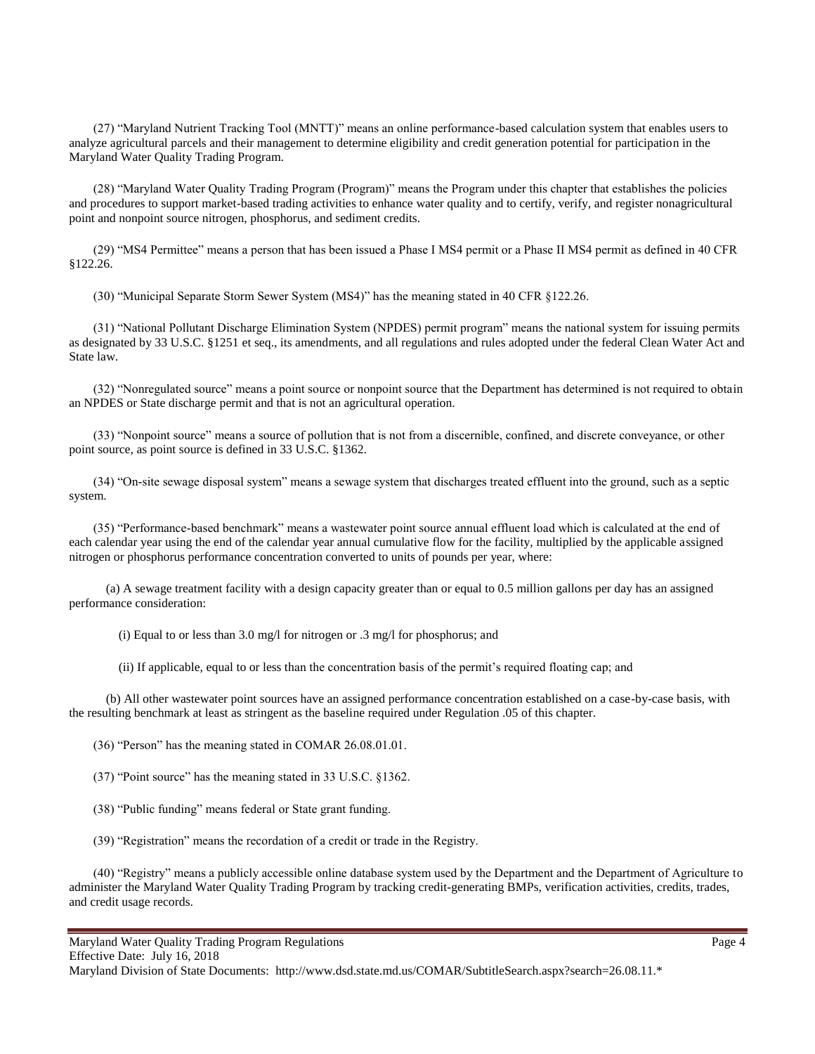(27) "Maryland Nutrient Tracking Tool (MNTT)" means an online performance-based calculation system that enables users to analyze agricultural parcels and their management to determine eligibility and credit generation potential for participation in the Maryland Water Quality Trading Program.

(28) "Maryland Water Quality Trading Program (Program)" means the Program under this chapter that establishes the policies and procedures to support market-based trading activities to enhance water quality and to certify, verify, and register nonagricultural point and nonpoint source nitrogen, phosphorus, and sediment credits.

(29) "MS4 Permittee" means a person that has been issued a Phase I MS4 permit or a Phase II MS4 permit as defined in 40 CFR §122.26.

(30) "Municipal Separate Storm Sewer System (MS4)" has the meaning stated in 40 CFR §122.26.

(31) "National Pollutant Discharge Elimination System (NPDES) permit program" means the national system for issuing permits as designated by 33 U.S.C. §1251 et seq., its amendments, and all regulations and rules adopted under the federal Clean Water Act and State law.

(32) "Nonregulated source" means a point source or nonpoint source that the Department has determined is not required to obtain an NPDES or State discharge permit and that is not an agricultural operation.

(33) "Nonpoint source" means a source of pollution that is not from a discernible, confined, and discrete conveyance, or other point source, as point source is defined in 33 U.S.C. §1362.

(34) "On-site sewage disposal system" means a sewage system that discharges treated effluent into the ground, such as a septic system.

(35) "Performance-based benchmark" means a wastewater point source annual effluent load which is calculated at the end of each calendar year using the end of the calendar year annual cumulative flow for the facility, multiplied by the applicable assigned nitrogen or phosphorus performance concentration converted to units of pounds per year, where:

(a) A sewage treatment facility with a design capacity greater than or equal to 0.5 million gallons per day has an assigned performance consideration:

(i) Equal to or less than 3.0 mg/l for nitrogen or .3 mg/l for phosphorus; and

(ii) If applicable, equal to or less than the concentration basis of the permit's required floating cap; and

(b) All other wastewater point sources have an assigned performance concentration established on a case-by-case basis, with the resulting benchmark at least as stringent as the baseline required under Regulation .05 of this chapter.

(36) "Person" has the meaning stated in COMAR 26.08.01.01.

(37) "Point source" has the meaning stated in 33 U.S.C. §1362.

(38) "Public funding" means federal or State grant funding.

(39) "Registration" means the recordation of a credit or trade in the Registry.

(40) "Registry" means a publicly accessible online database system used by the Department and the Department of Agriculture to administer the Maryland Water Quality Trading Program by tracking credit-generating BMPs, verification activities, credits, trades, and credit usage records.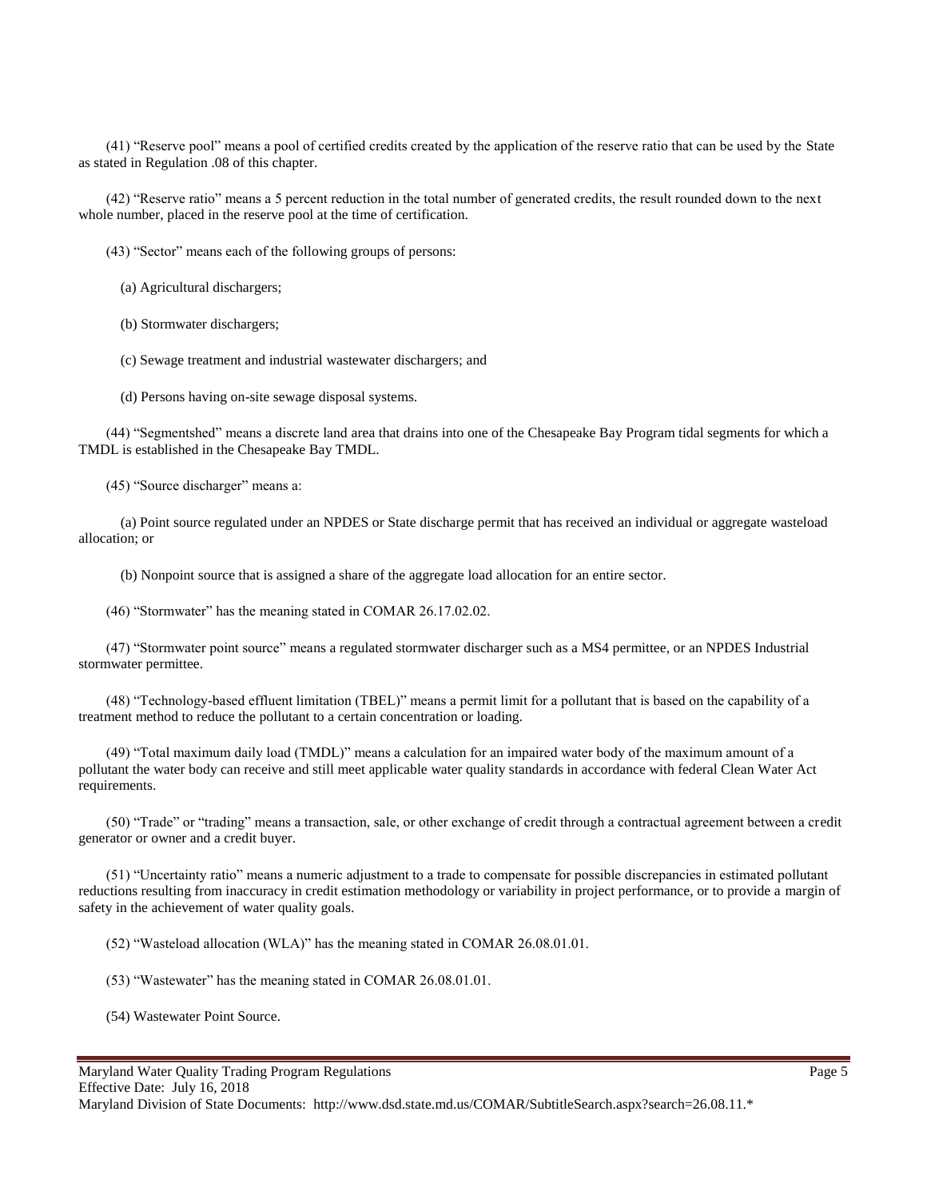(41) "Reserve pool" means a pool of certified credits created by the application of the reserve ratio that can be used by the State as stated in Regulation .08 of this chapter.

(42) "Reserve ratio" means a 5 percent reduction in the total number of generated credits, the result rounded down to the next whole number, placed in the reserve pool at the time of certification.

(43) "Sector" means each of the following groups of persons:

(a) Agricultural dischargers;

(b) Stormwater dischargers;

(c) Sewage treatment and industrial wastewater dischargers; and

(d) Persons having on-site sewage disposal systems.

(44) "Segmentshed" means a discrete land area that drains into one of the Chesapeake Bay Program tidal segments for which a TMDL is established in the Chesapeake Bay TMDL.

(45) "Source discharger" means a:

(a) Point source regulated under an NPDES or State discharge permit that has received an individual or aggregate wasteload allocation; or

(b) Nonpoint source that is assigned a share of the aggregate load allocation for an entire sector.

(46) "Stormwater" has the meaning stated in COMAR 26.17.02.02.

(47) "Stormwater point source" means a regulated stormwater discharger such as a MS4 permittee, or an NPDES Industrial stormwater permittee.

(48) "Technology-based effluent limitation (TBEL)" means a permit limit for a pollutant that is based on the capability of a treatment method to reduce the pollutant to a certain concentration or loading.

(49) "Total maximum daily load (TMDL)" means a calculation for an impaired water body of the maximum amount of a pollutant the water body can receive and still meet applicable water quality standards in accordance with federal Clean Water Act requirements.

(50) "Trade" or "trading" means a transaction, sale, or other exchange of credit through a contractual agreement between a credit generator or owner and a credit buyer.

(51) "Uncertainty ratio" means a numeric adjustment to a trade to compensate for possible discrepancies in estimated pollutant reductions resulting from inaccuracy in credit estimation methodology or variability in project performance, or to provide a margin of safety in the achievement of water quality goals.

(52) "Wasteload allocation (WLA)" has the meaning stated in COMAR 26.08.01.01.

(53) "Wastewater" has the meaning stated in COMAR 26.08.01.01.

(54) Wastewater Point Source.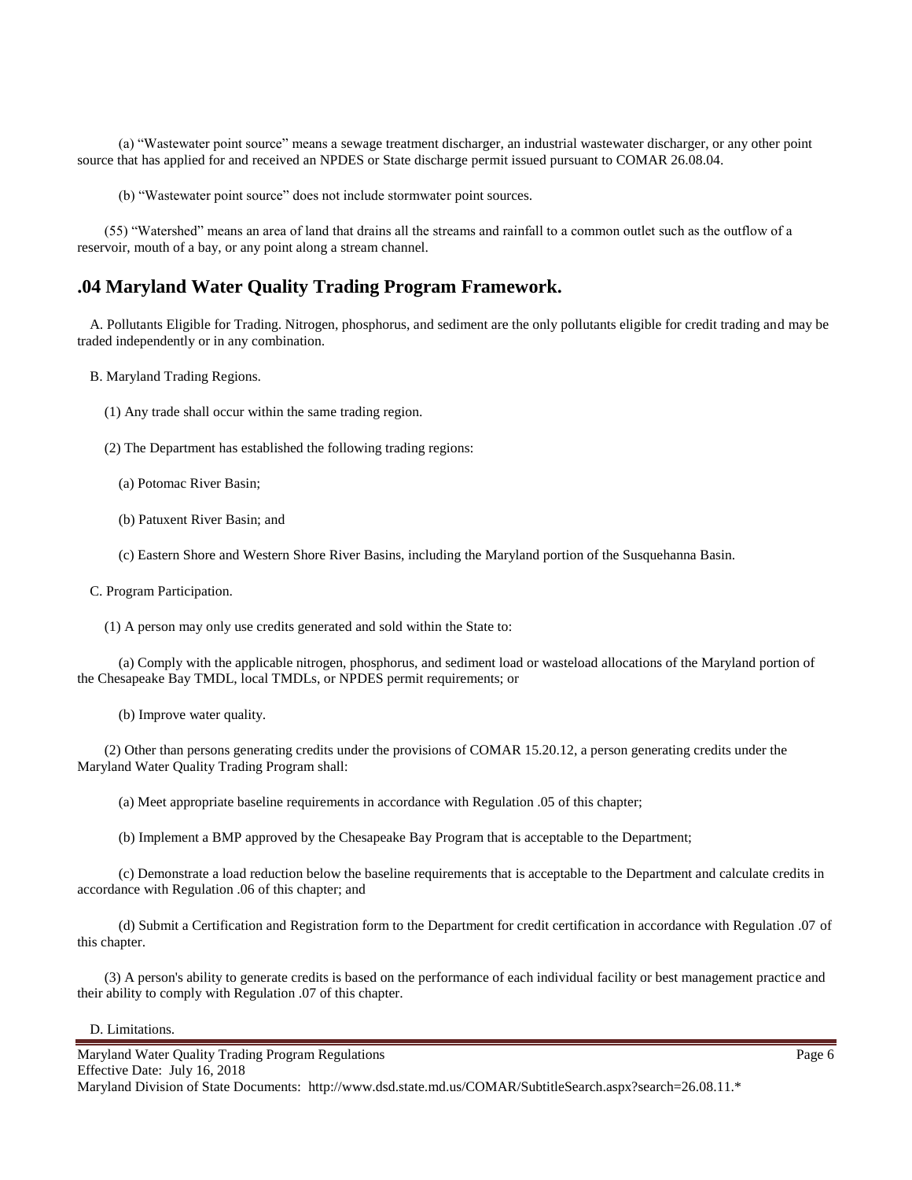(a) "Wastewater point source" means a sewage treatment discharger, an industrial wastewater discharger, or any other point source that has applied for and received an NPDES or State discharge permit issued pursuant to COMAR 26.08.04.

(b) "Wastewater point source" does not include stormwater point sources.

(55) "Watershed" means an area of land that drains all the streams and rainfall to a common outlet such as the outflow of a reservoir, mouth of a bay, or any point along a stream channel.

## .04 Maryland Water Quality Trading Program Framework.

A. Pollutants Eligible for Trading. Nitrogen, phosphorus, and sediment are the only pollutants eligible for credit trading and may be traded independently or in any combination.

B. Maryland Trading Regions.

(1) Any trade shall occur within the same trading region.

(2) The Department has established the following trading regions:

(a) Potomac River Basin;

(b) Patuxent River Basin; and

(c) Eastern Shore and Western Shore River Basins, including the Maryland portion of the Susquehanna Basin.

C. Program Participation.

(1) A person may only use credits generated and sold within the State to:

(a) Comply with the applicable nitrogen, phosphorus, and sediment load or wasteload allocations of the Maryland portion of the Chesapeake Bay TMDL, local TMDLs, or NPDES permit requirements; or

(b) Improve water quality.

(2) Other than persons generating credits under the provisions of COMAR 15.20.12, a person generating credits under the Maryland Water Quality Trading Program shall:

(a) Meet appropriate baseline requirements in accordance with Regulation .05 of this chapter;

(b) Implement a BMP approved by the Chesapeake Bay Program that is acceptable to the Department;

(c) Demonstrate a load reduction below the baseline requirements that is acceptable to the Department and calculate credits in accordance with Regulation .06 of this chapter; and

(d) Submit a Certification and Registration form to the Department for credit certification in accordance with Regulation .07 of this chapter.

(3) A person's ability to generate credits is based on the performance of each individual facility or best management practice and their ability to comply with Regulation .07 of this chapter.

D. Limitations.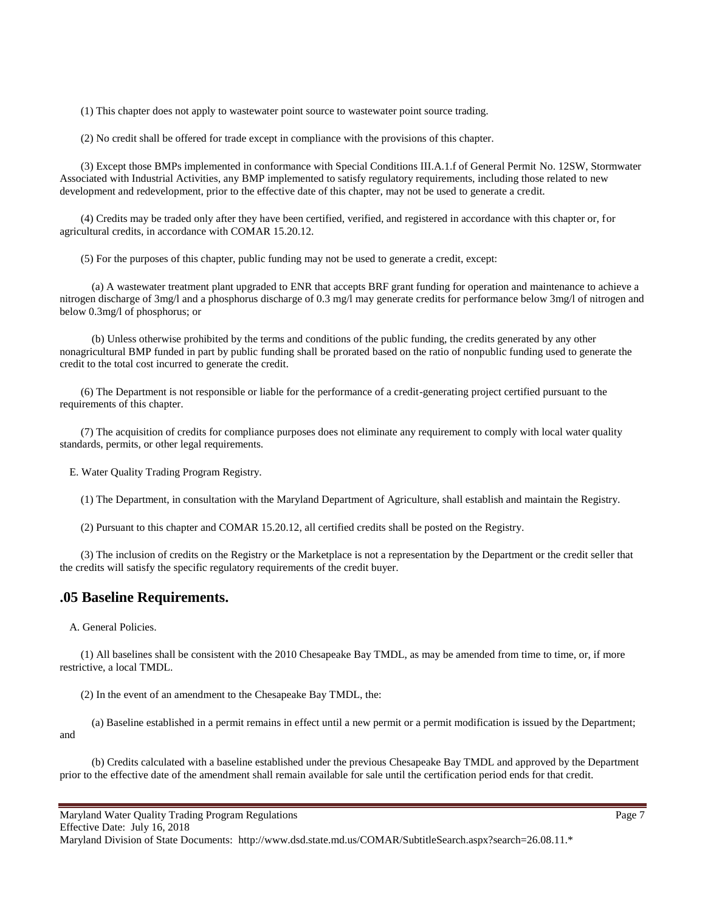(1) This chapter does not apply to wastewater point source to wastewater point source trading.

(2) No credit shall be offered for trade except in compliance with the provisions of this chapter.

(3) Except those BMPs implemented in conformance with Special Conditions III.A.1.f of General Permit No. 12SW, Stormwater Associated with Industrial Activities, any BMP implemented to satisfy regulatory requirements, including those related to new development and redevelopment, prior to the effective date of this chapter, may not be used to generate a credit.

(4) Credits may be traded only after they have been certified, verified, and registered in accordance with this chapter or, for agricultural credits, in accordance with COMAR 15.20.12.

(5) For the purposes of this chapter, public funding may not be used to generate a credit, except:

(a) A wastewater treatment plant upgraded to ENR that accepts BRF grant funding for operation and maintenance to achieve a nitrogen discharge of 3mg/l and a phosphorus discharge of 0.3 mg/l may generate credits for performance below 3mg/l of nitrogen and below 0.3mg/l of phosphorus; or

(b) Unless otherwise prohibited by the terms and conditions of the public funding, the credits generated by any other nonagricultural BMP funded in part by public funding shall be prorated based on the ratio of nonpublic funding used to generate the credit to the total cost incurred to generate the credit.

(6) The Department is not responsible or liable for the performance of a credit-generating project certified pursuant to the requirements of this chapter.

(7) The acquisition of credits for compliance purposes does not eliminate any requirement to comply with local water quality standards, permits, or other legal requirements.

E. Water Quality Trading Program Registry.

(1) The Department, in consultation with the Maryland Department of Agriculture, shall establish and maintain the Registry.

(2) Pursuant to this chapter and COMAR 15.20.12, all certified credits shall be posted on the Registry.

(3) The inclusion of credits on the Registry or the Marketplace is not a representation by the Department or the credit seller that the credits will satisfy the specific regulatory requirements of the credit buyer.

## .05 Baseline Requirements.

A. General Policies.

(1) All baselines shall be consistent with the 2010 Chesapeake Bay TMDL, as may be amended from time to time, or, if more restrictive, a local TMDL.

(2) In the event of an amendment to the Chesapeake Bay TMDL, the:

(a) Baseline established in a permit remains in effect until a new permit or a permit modification is issued by the Department; and

(b) Credits calculated with a baseline established under the previous Chesapeake Bay TMDL and approved by the Department prior to the effective date of the amendment shall remain available for sale until the certification period ends for that credit.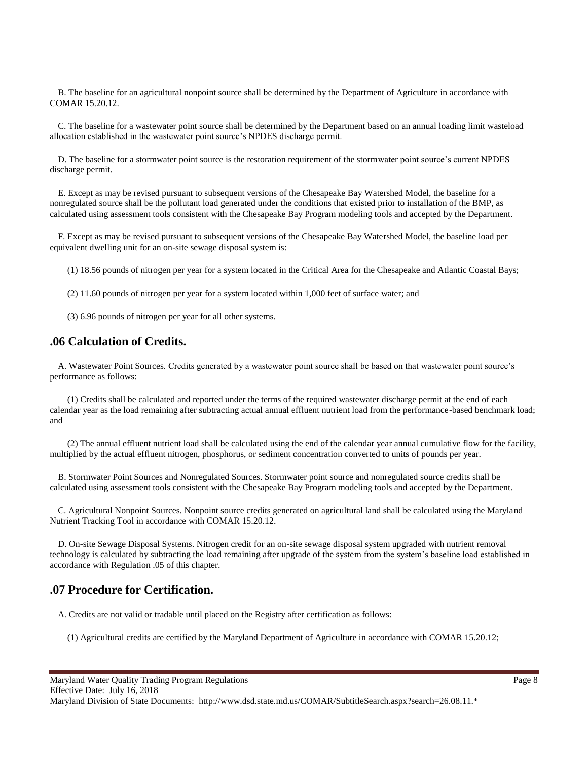B. The baseline for an agricultural nonpoint source shall be determined by the Department of Agriculture in accordance with COMAR 15.20.12.

C. The baseline for a wastewater point source shall be determined by the Department based on an annual loading limit wasteload allocation established in the wastewater point source's NPDES discharge permit.

D. The baseline for a stormwater point source is the restoration requirement of the stormwater point source's current NPDES discharge permit.

E. Except as may be revised pursuant to subsequent versions of the Chesapeake Bay Watershed Model, the baseline for a nonregulated source shall be the pollutant load generated under the conditions that existed prior to installation of the BMP, as calculated using assessment tools consistent with the Chesapeake Bay Program modeling tools and accepted by the Department.

F. Except as may be revised pursuant to subsequent versions of the Chesapeake Bay Watershed Model, the baseline load per equivalent dwelling unit for an on-site sewage disposal system is:

(1) 18.56 pounds of nitrogen per year for a system located in the Critical Area for the Chesapeake and Atlantic Coastal Bays;

(2) 11.60 pounds of nitrogen per year for a system located within 1,000 feet of surface water; and

(3) 6.96 pounds of nitrogen per year for all other systems.

## .06 Calculation of Credits.

A. Wastewater Point Sources. Credits generated by a wastewater point source shall be based on that wastewater point source's performance as follows:

(1) Credits shall be calculated and reported under the terms of the required wastewater discharge permit at the end of each calendar year as the load remaining after subtracting actual annual effluent nutrient load from the performance-based benchmark load; and

(2) The annual effluent nutrient load shall be calculated using the end of the calendar year annual cumulative flow for the facility, multiplied by the actual effluent nitrogen, phosphorus, or sediment concentration converted to units of pounds per year.

B. Stormwater Point Sources and Nonregulated Sources. Stormwater point source and nonregulated source credits shall be calculated using assessment tools consistent with the Chesapeake Bay Program modeling tools and accepted by the Department.

C. Agricultural Nonpoint Sources. Nonpoint source credits generated on agricultural land shall be calculated using the Maryland Nutrient Tracking Tool in accordance with COMAR 15.20.12.

D. On-site Sewage Disposal Systems. Nitrogen credit for an on-site sewage disposal system upgraded with nutrient removal technology is calculated by subtracting the load remaining after upgrade of the system from the system's baseline load established in accordance with Regulation .05 of this chapter.

## .07 Procedure for Certification.

A. Credits are not valid or tradable until placed on the Registry after certification as follows:

(1) Agricultural credits are certified by the Maryland Department of Agriculture in accordance with COMAR 15.20.12;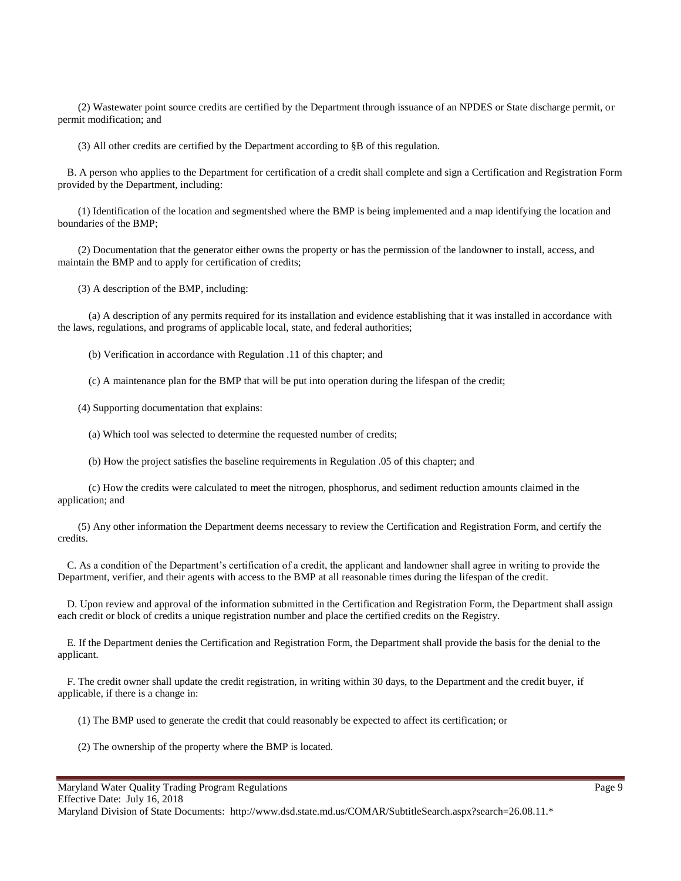(2) Wastewater point source credits are certified by the Department through issuance of an NPDES or State discharge permit, or permit modification; and

(3) All other credits are certified by the Department according to §B of this regulation.

B. A person who applies to the Department for certification of a credit shall complete and sign a Certification and Registration Form provided by the Department, including:

(1) Identification of the location and segmentshed where the BMP is being implemented and a map identifying the location and boundaries of the BMP;

(2) Documentation that the generator either owns the property or has the permission of the landowner to install, access, and maintain the BMP and to apply for certification of credits;

(3) A description of the BMP, including:

(a) A description of any permits required for its installation and evidence establishing that it was installed in accordance with the laws, regulations, and programs of applicable local, state, and federal authorities;

(b) Verification in accordance with Regulation .11 of this chapter; and

(c) A maintenance plan for the BMP that will be put into operation during the lifespan of the credit;

(4) Supporting documentation that explains:

(a) Which tool was selected to determine the requested number of credits;

(b) How the project satisfies the baseline requirements in Regulation .05 of this chapter; and

(c) How the credits were calculated to meet the nitrogen, phosphorus, and sediment reduction amounts claimed in the application; and

(5) Any other information the Department deems necessary to review the Certification and Registration Form, and certify the credits.

C. As a condition of the Department's certification of a credit, the applicant and landowner shall agree in writing to provide the Department, verifier, and their agents with access to the BMP at all reasonable times during the lifespan of the credit.

D. Upon review and approval of the information submitted in the Certification and Registration Form, the Department shall assign each credit or block of credits a unique registration number and place the certified credits on the Registry.

E. If the Department denies the Certification and Registration Form, the Department shall provide the basis for the denial to the applicant.

F. The credit owner shall update the credit registration, in writing within 30 days, to the Department and the credit buyer, if applicable, if there is a change in:

(1) The BMP used to generate the credit that could reasonably be expected to affect its certification; or

(2) The ownership of the property where the BMP is located.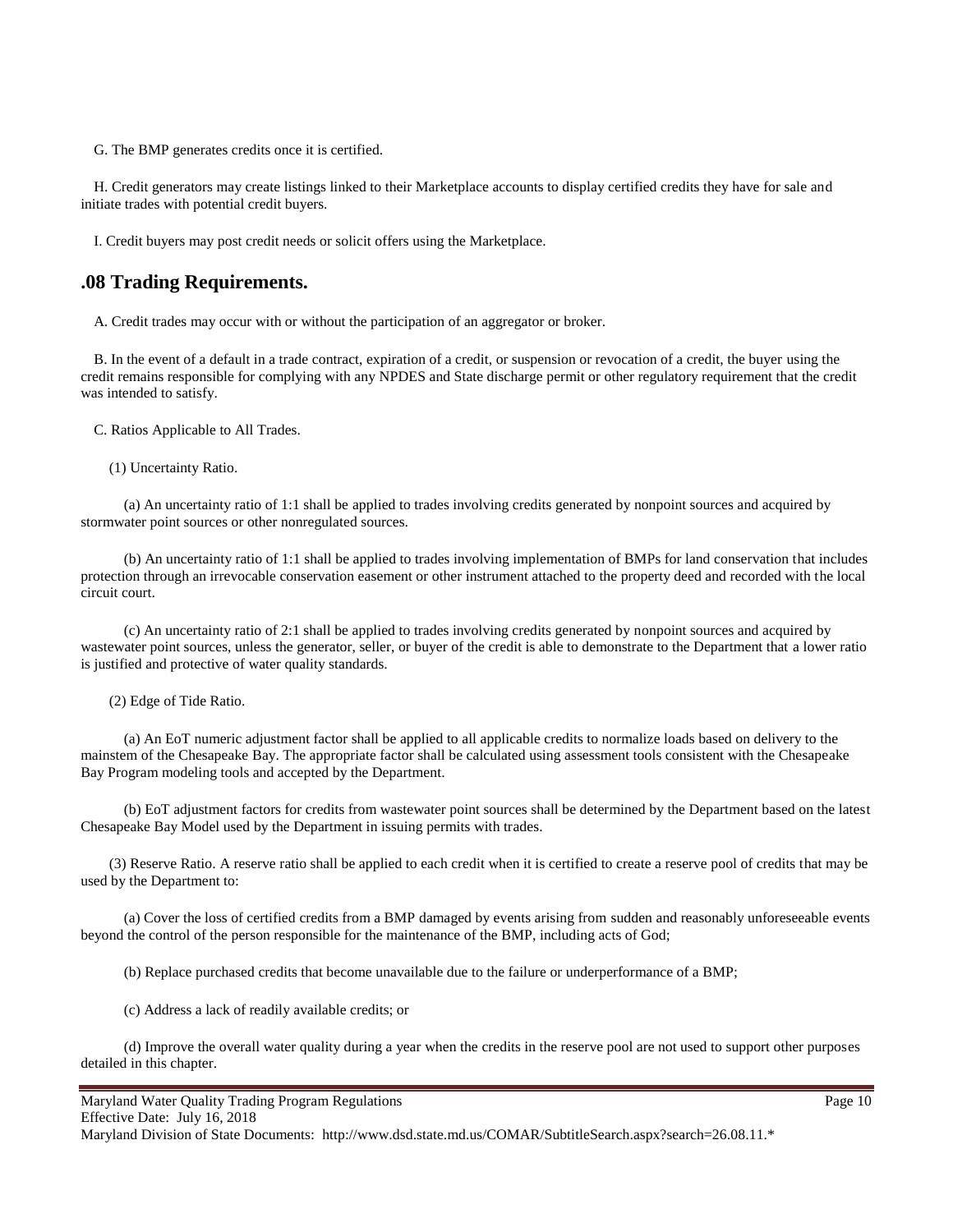G. The BMP generates credits once it is certified.

H. Credit generators may create listings linked to their Marketplace accounts to display certified credits they have for sale and initiate trades with potential credit buyers.

I. Credit buyers may post credit needs or solicit offers using the Marketplace.

## .08 Trading Requirements.

A. Credit trades may occur with or without the participation of an aggregator or broker.

B. In the event of a default in a trade contract, expiration of a credit, or suspension or revocation of a credit, the buyer using the credit remains responsible for complying with any NPDES and State discharge permit or other regulatory requirement that the credit was intended to satisfy.

C. Ratios Applicable to All Trades.

(1) Uncertainty Ratio.

(a) An uncertainty ratio of 1:1 shall be applied to trades involving credits generated by nonpoint sources and acquired by stormwater point sources or other nonregulated sources.

(b) An uncertainty ratio of 1:1 shall be applied to trades involving implementation of BMPs for land conservation that includes protection through an irrevocable conservation easement or other instrument attached to the property deed and recorded with the local circuit court.

(c) An uncertainty ratio of 2:1 shall be applied to trades involving credits generated by nonpoint sources and acquired by wastewater point sources, unless the generator, seller, or buyer of the credit is able to demonstrate to the Department that a lower ratio is justified and protective of water quality standards.

(2) Edge of Tide Ratio.

(a) An EoT numeric adjustment factor shall be applied to all applicable credits to normalize loads based on delivery to the mainstem of the Chesapeake Bay. The appropriate factor shall be calculated using assessment tools consistent with the Chesapeake Bay Program modeling tools and accepted by the Department.

(b) EoT adjustment factors for credits from wastewater point sources shall be determined by the Department based on the latest Chesapeake Bay Model used by the Department in issuing permits with trades.

(3) Reserve Ratio. A reserve ratio shall be applied to each credit when it is certified to create a reserve pool of credits that may be used by the Department to:

(a) Cover the loss of certified credits from a BMP damaged by events arising from sudden and reasonably unforeseeable events beyond the control of the person responsible for the maintenance of the BMP, including acts of God;

(b) Replace purchased credits that become unavailable due to the failure or underperformance of a BMP;

(c) Address a lack of readily available credits; or

(d) Improve the overall water quality during a year when the credits in the reserve pool are not used to support other purposes detailed in this chapter.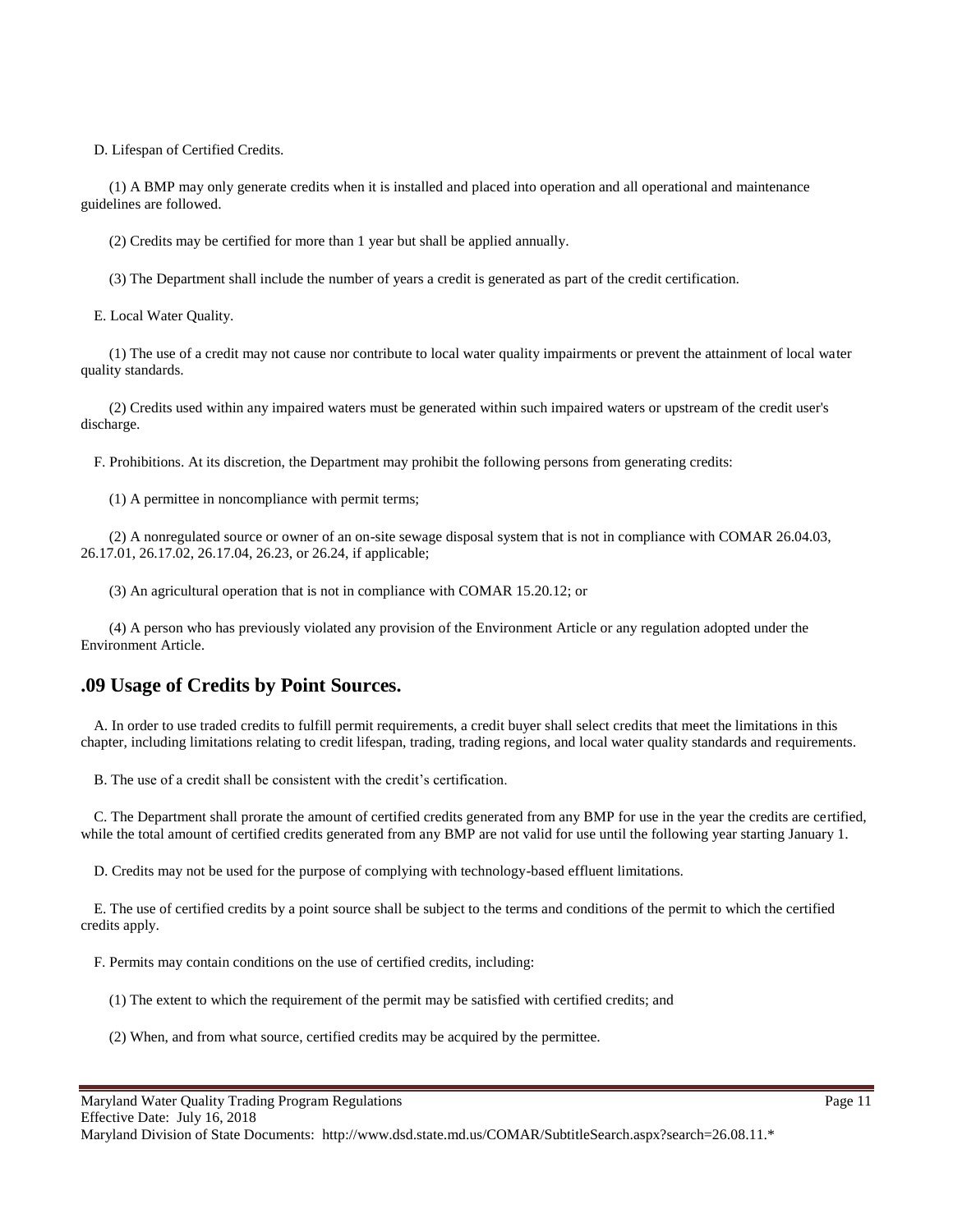D. Lifespan of Certified Credits.

(1) A BMP may only generate credits when it is installed and placed into operation and all operational and maintenance guidelines are followed.

(2) Credits may be certified for more than 1 year but shall be applied annually.

(3) The Department shall include the number of years a credit is generated as part of the credit certification.

E. Local Water Quality.

(1) The use of a credit may not cause nor contribute to local water quality impairments or prevent the attainment of local water quality standards.

(2) Credits used within any impaired waters must be generated within such impaired waters or upstream of the credit user's discharge.

F. Prohibitions. At its discretion, the Department may prohibit the following persons from generating credits:

(1) A permittee in noncompliance with permit terms;

(2) A nonregulated source or owner of an on-site sewage disposal system that is not in compliance with COMAR 26.04.03, 26.17.01, 26.17.02, 26.17.04, 26.23, or 26.24, if applicable;

(3) An agricultural operation that is not in compliance with COMAR 15.20.12; or

(4) A person who has previously violated any provision of the Environment Article or any regulation adopted under the Environment Article.

## .09 Usage of Credits by Point Sources.

A. In order to use traded credits to fulfill permit requirements, a credit buyer shall select credits that meet the limitations in this chapter, including limitations relating to credit lifespan, trading, trading regions, and local water quality standards and requirements.

B. The use of a credit shall be consistent with the credit's certification.

C. The Department shall prorate the amount of certified credits generated from any BMP for use in the year the credits are certified, while the total amount of certified credits generated from any BMP are not valid for use until the following year starting January 1.

D. Credits may not be used for the purpose of complying with technology-based effluent limitations.

E. The use of certified credits by a point source shall be subject to the terms and conditions of the permit to which the certified credits apply.

F. Permits may contain conditions on the use of certified credits, including:

(1) The extent to which the requirement of the permit may be satisfied with certified credits; and

(2) When, and from what source, certified credits may be acquired by the permittee.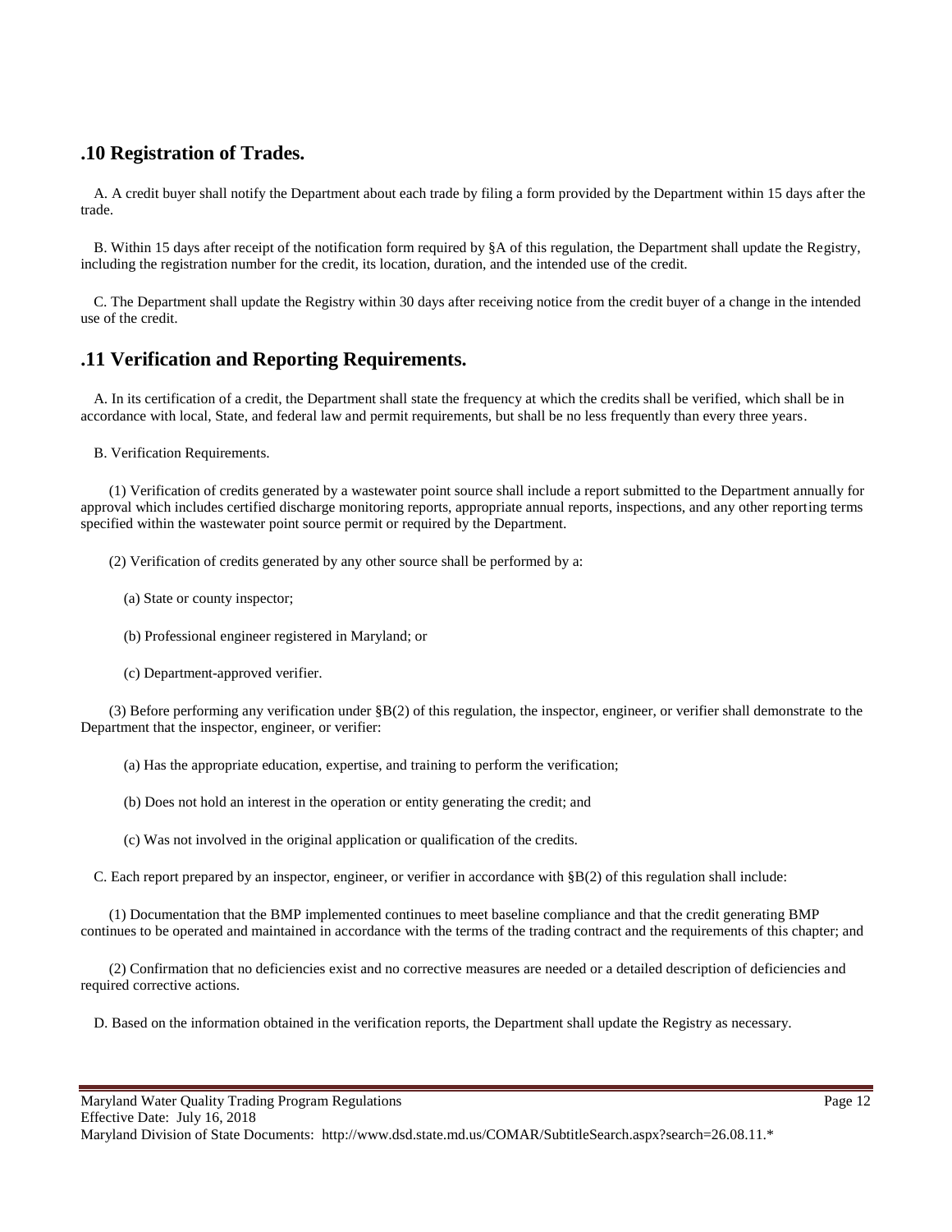## .10 Registration of Trades.

A. A credit buyer shall notify the Department about each trade by filing a form provided by the Department within 15 days after the trade.

B. Within 15 days after receipt of the notification form required by §A of this regulation, the Department shall update the Registry, including the registration number for the credit, its location, duration, and the intended use of the credit.

C. The Department shall update the Registry within 30 days after receiving notice from the credit buyer of a change in the intended use of the credit.

## .11 Verification and Reporting Requirements.

A. In its certification of a credit, the Department shall state the frequency at which the credits shall be verified, which shall be in accordance with local, State, and federal law and permit requirements, but shall be no less frequently than every three years.

B. Verification Requirements.

(1) Verification of credits generated by a wastewater point source shall include a report submitted to the Department annually for approval which includes certified discharge monitoring reports, appropriate annual reports, inspections, and any other reporting terms specified within the wastewater point source permit or required by the Department.

(2) Verification of credits generated by any other source shall be performed by a:

(a) State or county inspector;

(b) Professional engineer registered in Maryland; or

(c) Department-approved verifier.

(3) Before performing any verification under §B(2) of this regulation, the inspector, engineer, or verifier shall demonstrate to the Department that the inspector, engineer, or verifier:

(a) Has the appropriate education, expertise, and training to perform the verification;

(b) Does not hold an interest in the operation or entity generating the credit; and

(c) Was not involved in the original application or qualification of the credits.

C. Each report prepared by an inspector, engineer, or verifier in accordance with §B(2) of this regulation shall include:

(1) Documentation that the BMP implemented continues to meet baseline compliance and that the credit generating BMP continues to be operated and maintained in accordance with the terms of the trading contract and the requirements of this chapter; and

(2) Confirmation that no deficiencies exist and no corrective measures are needed or a detailed description of deficiencies and required corrective actions.

D. Based on the information obtained in the verification reports, the Department shall update the Registry as necessary.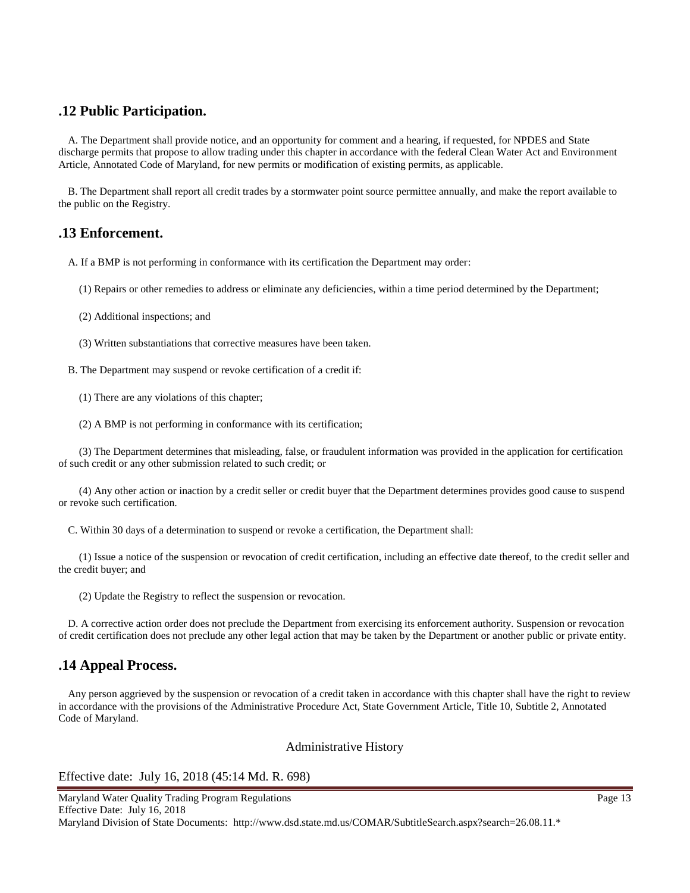## .12 Public Participation.

A. The Department shall provide notice, and an opportunity for comment and a hearing, if requested, for NPDES and State discharge permits that propose to allow trading under this chapter in accordance with the federal Clean Water Act and Environment Article, Annotated Code of Maryland, for new permits or modification of existing permits, as applicable.

B. The Department shall report all credit trades by a stormwater point source permittee annually, and make the report available to the public on the Registry.

## .13 Enforcement.

A. If a BMP is not performing in conformance with its certification the Department may order:

(1) Repairs or other remedies to address or eliminate any deficiencies, within a time period determined by the Department;

(2) Additional inspections; and

(3) Written substantiations that corrective measures have been taken.

B. The Department may suspend or revoke certification of a credit if:

(1) There are any violations of this chapter;

(2) A BMP is not performing in conformance with its certification;

(3) The Department determines that misleading, false, or fraudulent information was provided in the application for certification of such credit or any other submission related to such credit; or

(4) Any other action or inaction by a credit seller or credit buyer that the Department determines provides good cause to suspend or revoke such certification.

C. Within 30 days of a determination to suspend or revoke a certification, the Department shall:

(1) Issue a notice of the suspension or revocation of credit certification, including an effective date thereof, to the credit seller and the credit buyer; and

(2) Update the Registry to reflect the suspension or revocation.

D. A corrective action order does not preclude the Department from exercising its enforcement authority. Suspension or revocation of credit certification does not preclude any other legal action that may be taken by the Department or another public or private entity.

## .14 Appeal Process.

Any person aggrieved by the suspension or revocation of a credit taken in accordance with this chapter shall have the right to review in accordance with the provisions of the Administrative Procedure Act, State Government Article, Title 10, Subtitle 2, Annotated Code of Maryland.

Administrative History

Effective date: July 16, 2018 (45:14 Md. R. 698)